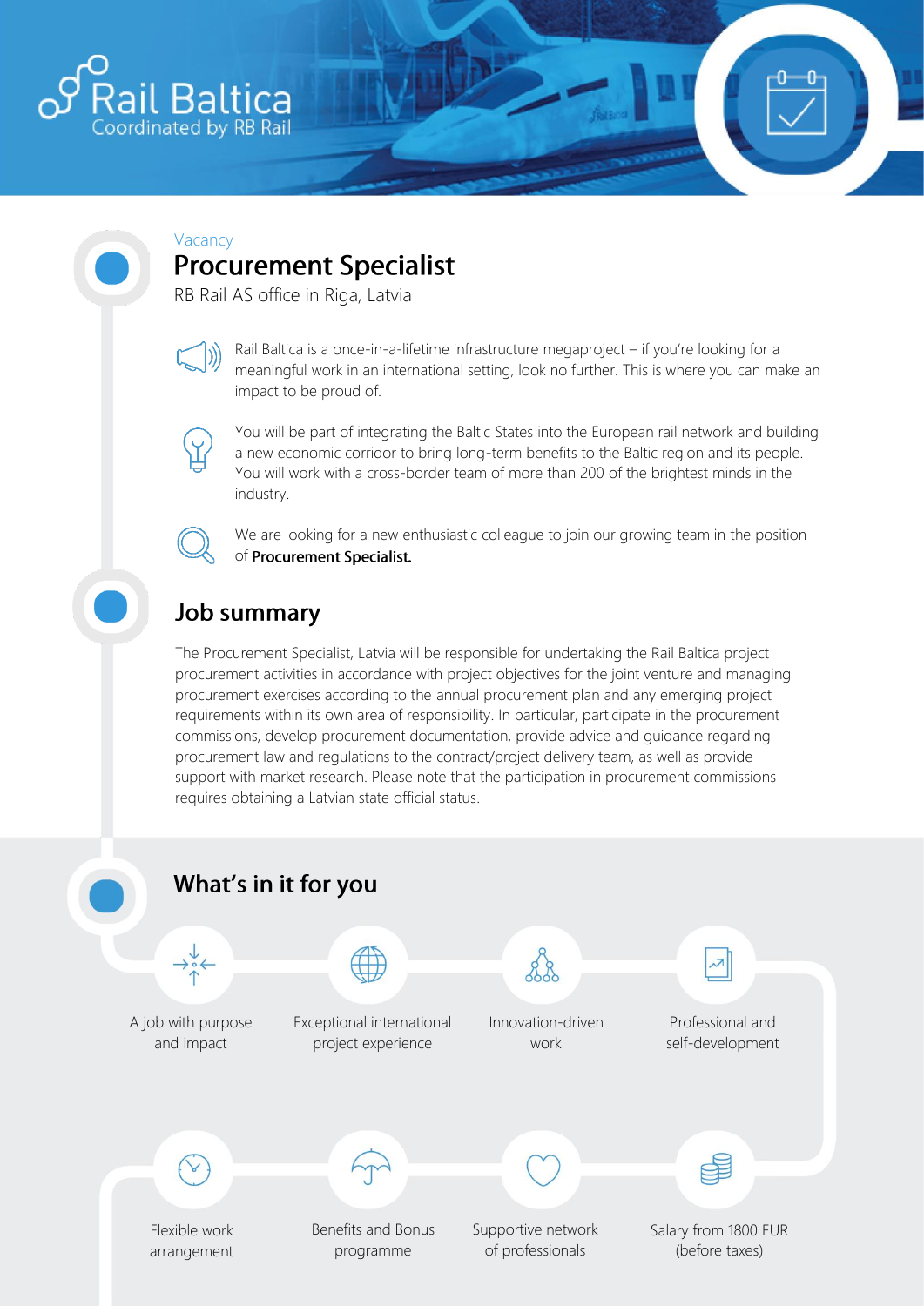Rail Baltica
Coordinated by RB Rail

Vacancy

# Procurement Specialist

RB Rail AS office in Riga, Latvia

Rail Baltica is a once-in-a-lifetime infrastructure megaproject – if you're looking for a meaningful work in an international setting, look no further. This is where you can make an impact to be proud of.

You will be part of integrating the Baltic States into the European rail network and building a new economic corridor to bring long-term benefits to the Baltic region and its people. You will work with a cross-border team of more than 200 of the brightest minds in the industry.

We are looking for a new enthusiastic colleague to join our growing team in the position of **Procurement Specialist.**

## Job summary

The Procurement Specialist, Latvia will be responsible for undertaking the Rail Baltica project procurement activities in accordance with project objectives for the joint venture and managing procurement exercises according to the annual procurement plan and any emerging project requirements within its own area of responsibility. In particular, participate in the procurement commissions, develop procurement documentation, provide advice and guidance regarding procurement law and regulations to the contract/project delivery team, as well as provide support with market research. Please note that the participation in procurement commissions requires obtaining a Latvian state official status.

## What's in it for you

- A job with purpose and impact
- Exceptional international project experience
- Innovation-driven work
- Professional and self-development
- Flexible work arrangement
- Benefits and Bonus programme
- Supportive network of professionals
- Salary from 1800 EUR (before taxes)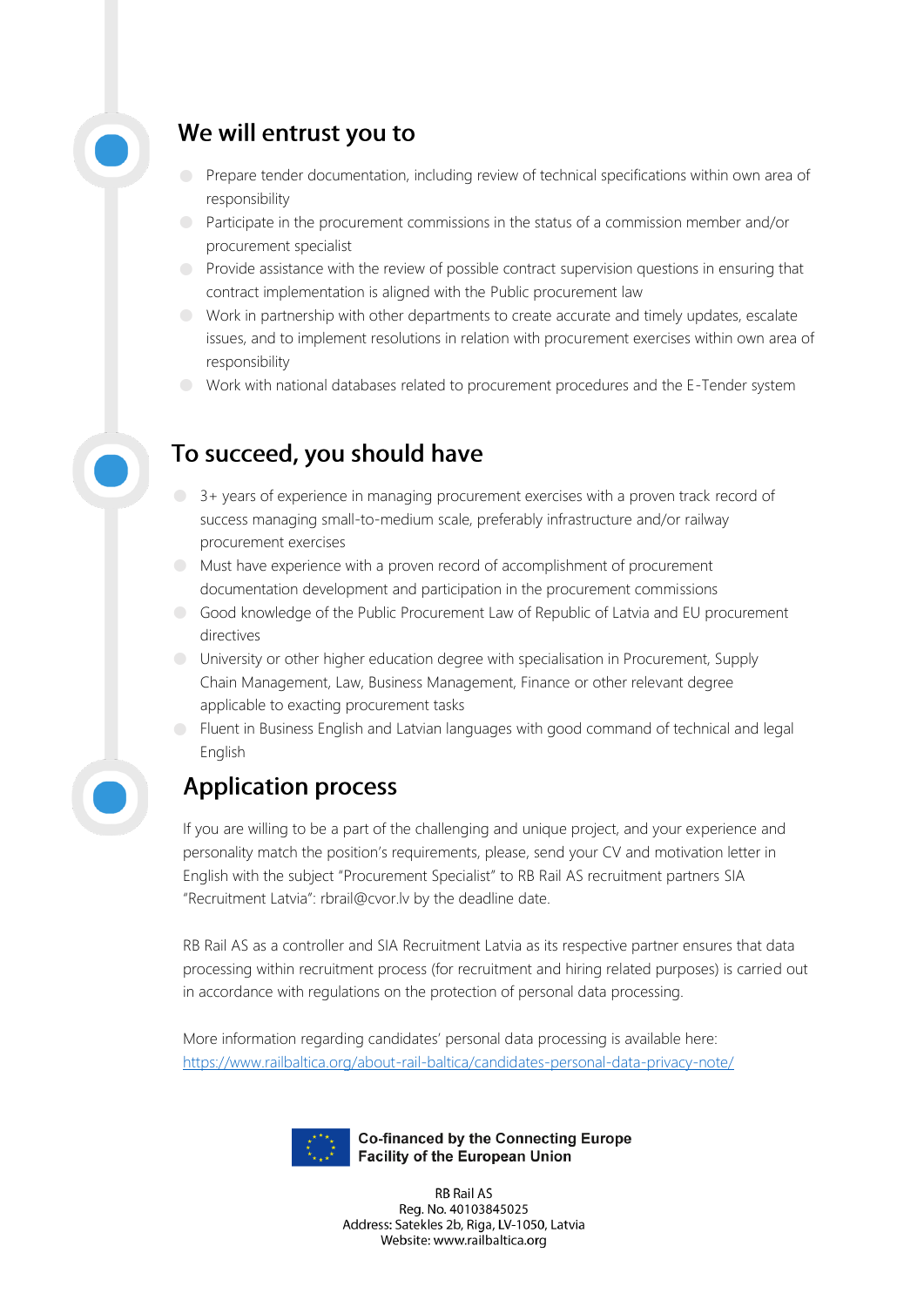## We will entrust you to

- Prepare tender documentation, including review of technical specifications within own area of responsibility
- Participate in the procurement commissions in the status of a commission member and/or procurement specialist
- Provide assistance with the review of possible contract supervision questions in ensuring that contract implementation is aligned with the Public procurement law
- Work in partnership with other departments to create accurate and timely updates, escalate issues, and to implement resolutions in relation with procurement exercises within own area of responsibility
- Work with national databases related to procurement procedures and the E-Tender system

## To succeed, you should have

- 3+ years of experience in managing procurement exercises with a proven track record of success managing small-to-medium scale, preferably infrastructure and/or railway procurement exercises
- Must have experience with a proven record of accomplishment of procurement documentation development and participation in the procurement commissions
- Good knowledge of the Public Procurement Law of Republic of Latvia and EU procurement directives
- University or other higher education degree with specialisation in Procurement, Supply Chain Management, Law, Business Management, Finance or other relevant degree applicable to exacting procurement tasks
- Fluent in Business English and Latvian languages with good command of technical and legal English

## Application process

If you are willing to be a part of the challenging and unique project, and your experience and personality match the position's requirements, please, send your CV and motivation letter in English with the subject "Procurement Specialist" to RB Rail AS recruitment partners SIA "Recruitment Latvia": rbrail@cvor.lv by the deadline date.

RB Rail AS as a controller and SIA Recruitment Latvia as its respective partner ensures that data processing within recruitment process (for recruitment and hiring related purposes) is carried out in accordance with regulations on the protection of personal data processing.

More information regarding candidates' personal data processing is available here: https://www.railbaltica.org/about-rail-baltica/candidates-personal-data-privacy-note/

**Co-financed by the Connecting Europe Facility of the European Union**

RB Rail AS
Reg. No. 40103845025
Address: Satekles 2b, Riga, LV-1050, Latvia
Website: www.railbaltica.org